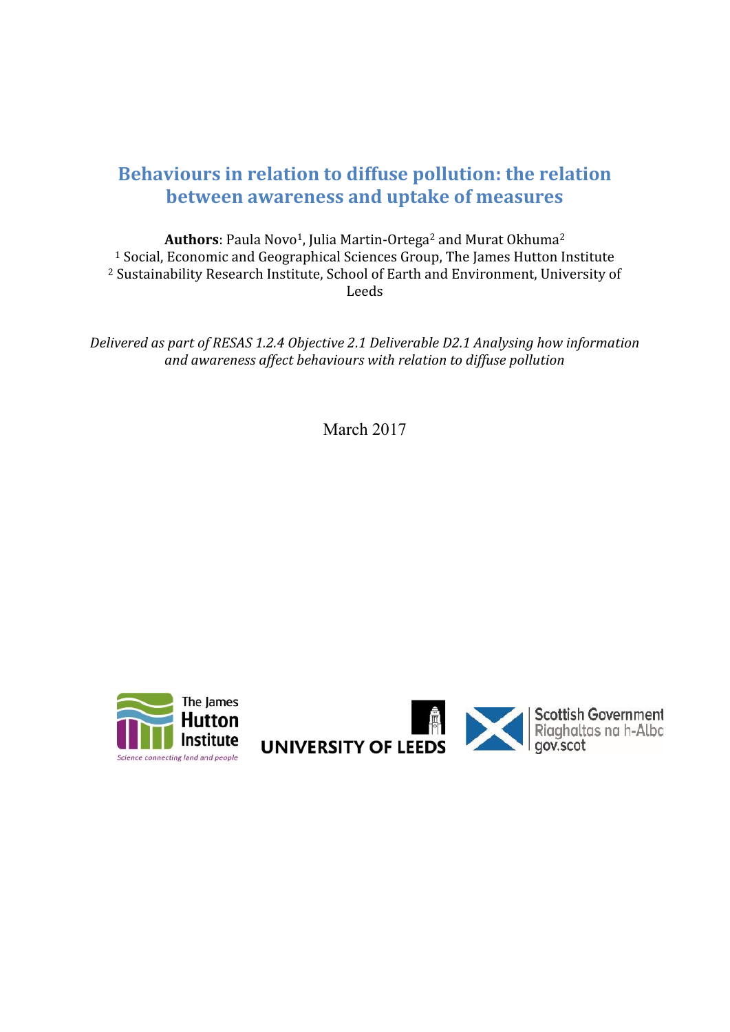# Behaviours in relation to diffuse pollution: the relation between awareness and uptake of measures

**Authors**: Paula Novo[1], Julia Martin-Ortega[2] and Murat Okhuma[2]

[1] Social, Economic and Geographical Sciences Group, The James Hutton Institute

[2] Sustainability Research Institute, School of Earth and Environment, University of Leeds

*Delivered as part of RESAS 1.2.4 Objective 2.1 Deliverable D2.1 Analysing how information and awareness affect behaviours with relation to diffuse pollution*

March 2017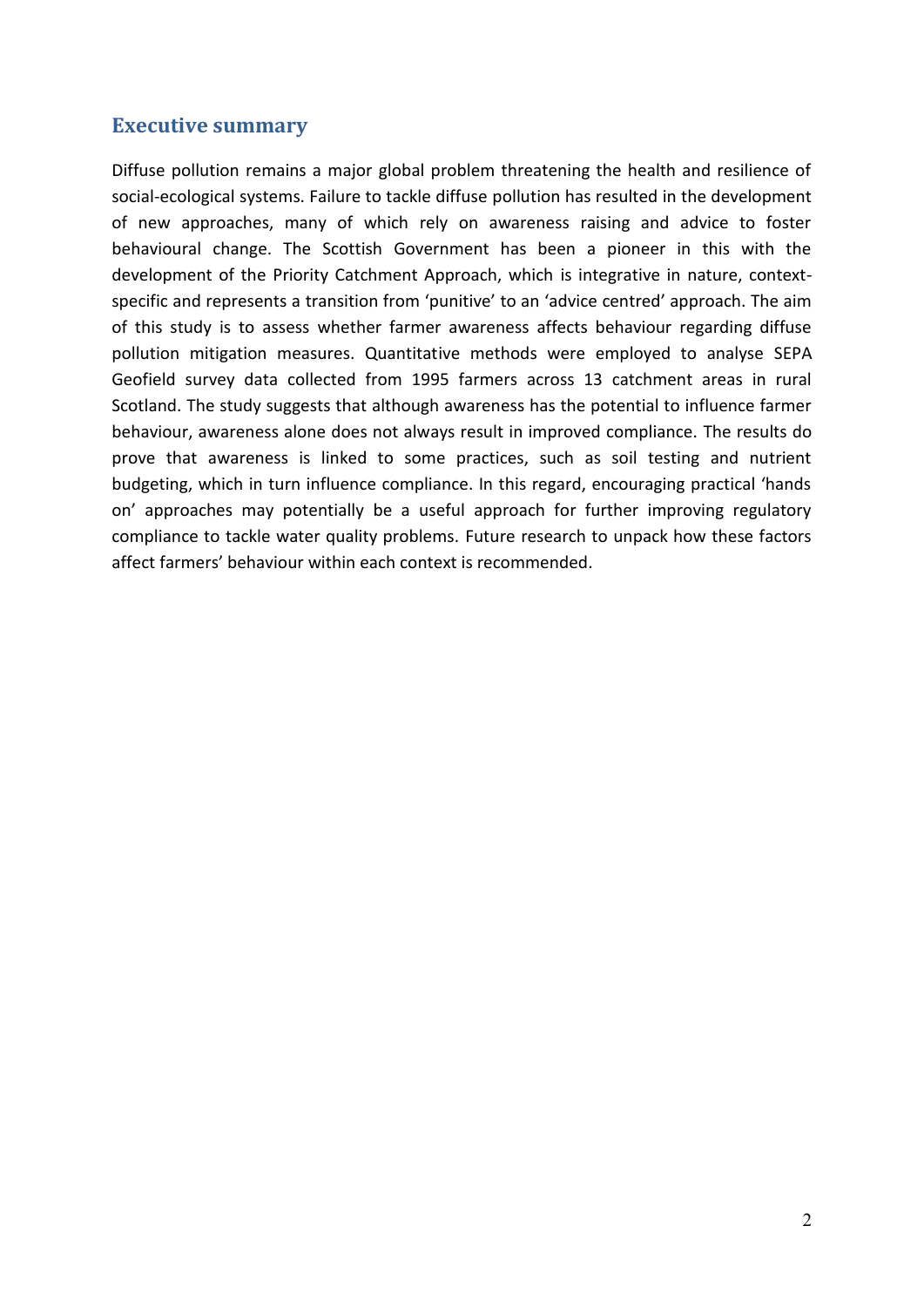## Executive summary

Diffuse pollution remains a major global problem threatening the health and resilience of social-ecological systems. Failure to tackle diffuse pollution has resulted in the development of new approaches, many of which rely on awareness raising and advice to foster behavioural change. The Scottish Government has been a pioneer in this with the development of the Priority Catchment Approach, which is integrative in nature, context-specific and represents a transition from 'punitive' to an 'advice centred' approach. The aim of this study is to assess whether farmer awareness affects behaviour regarding diffuse pollution mitigation measures. Quantitative methods were employed to analyse SEPA Geofield survey data collected from 1995 farmers across 13 catchment areas in rural Scotland. The study suggests that although awareness has the potential to influence farmer behaviour, awareness alone does not always result in improved compliance. The results do prove that awareness is linked to some practices, such as soil testing and nutrient budgeting, which in turn influence compliance. In this regard, encouraging practical 'hands on' approaches may potentially be a useful approach for further improving regulatory compliance to tackle water quality problems. Future research to unpack how these factors affect farmers' behaviour within each context is recommended.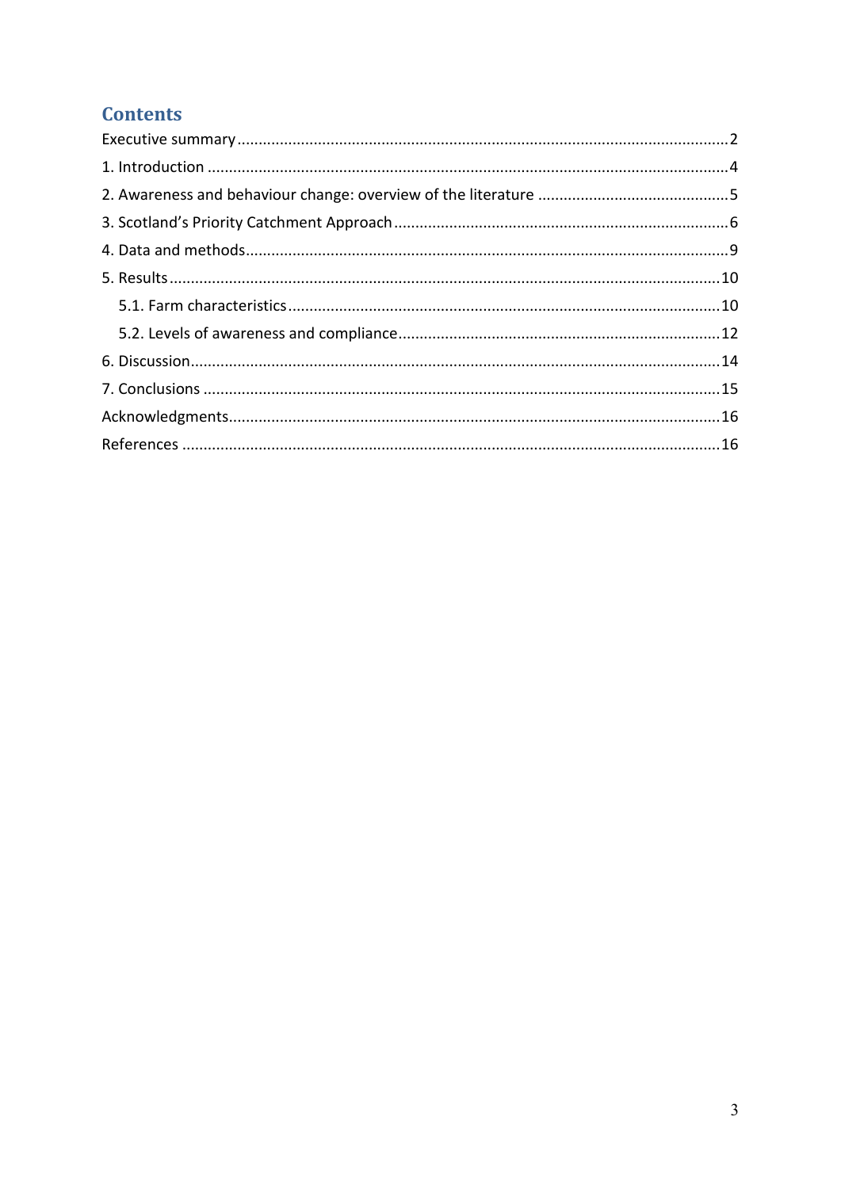## Contents

Executive summary .......... 2

1. Introduction .......... 4

2. Awareness and behaviour change: overview of the literature .......... 5

3. Scotland's Priority Catchment Approach .......... 6

4. Data and methods .......... 9

5. Results .......... 10

   5.1. Farm characteristics .......... 10

   5.2. Levels of awareness and compliance .......... 12

6. Discussion .......... 14

7. Conclusions .......... 15

Acknowledgments .......... 16

References .......... 16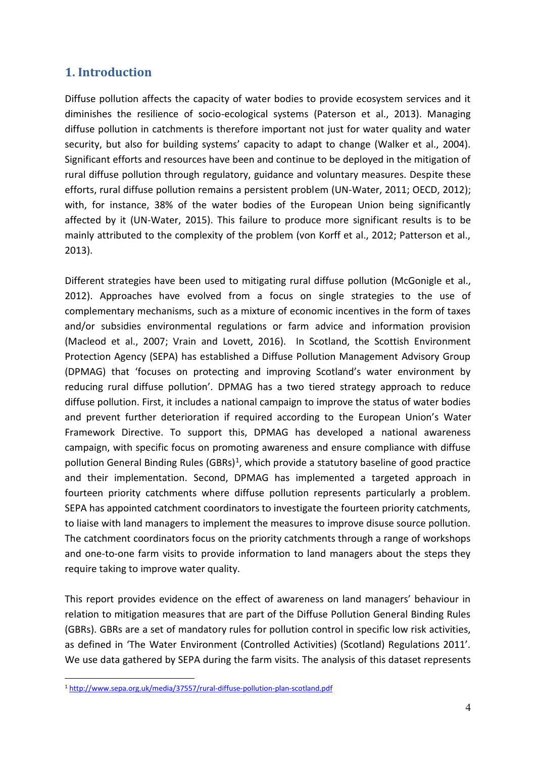## 1. Introduction

Diffuse pollution affects the capacity of water bodies to provide ecosystem services and it diminishes the resilience of socio-ecological systems (Paterson et al., 2013). Managing diffuse pollution in catchments is therefore important not just for water quality and water security, but also for building systems' capacity to adapt to change (Walker et al., 2004). Significant efforts and resources have been and continue to be deployed in the mitigation of rural diffuse pollution through regulatory, guidance and voluntary measures. Despite these efforts, rural diffuse pollution remains a persistent problem (UN-Water, 2011; OECD, 2012); with, for instance, 38% of the water bodies of the European Union being significantly affected by it (UN-Water, 2015). This failure to produce more significant results is to be mainly attributed to the complexity of the problem (von Korff et al., 2012; Patterson et al., 2013).

Different strategies have been used to mitigating rural diffuse pollution (McGonigle et al., 2012). Approaches have evolved from a focus on single strategies to the use of complementary mechanisms, such as a mixture of economic incentives in the form of taxes and/or subsidies environmental regulations or farm advice and information provision (Macleod et al., 2007; Vrain and Lovett, 2016). In Scotland, the Scottish Environment Protection Agency (SEPA) has established a Diffuse Pollution Management Advisory Group (DPMAG) that 'focuses on protecting and improving Scotland's water environment by reducing rural diffuse pollution'. DPMAG has a two tiered strategy approach to reduce diffuse pollution. First, it includes a national campaign to improve the status of water bodies and prevent further deterioration if required according to the European Union's Water Framework Directive. To support this, DPMAG has developed a national awareness campaign, with specific focus on promoting awareness and ensure compliance with diffuse pollution General Binding Rules (GBRs)[1], which provide a statutory baseline of good practice and their implementation. Second, DPMAG has implemented a targeted approach in fourteen priority catchments where diffuse pollution represents particularly a problem. SEPA has appointed catchment coordinators to investigate the fourteen priority catchments, to liaise with land managers to implement the measures to improve disuse source pollution. The catchment coordinators focus on the priority catchments through a range of workshops and one-to-one farm visits to provide information to land managers about the steps they require taking to improve water quality.

This report provides evidence on the effect of awareness on land managers' behaviour in relation to mitigation measures that are part of the Diffuse Pollution General Binding Rules (GBRs). GBRs are a set of mandatory rules for pollution control in specific low risk activities, as defined in 'The Water Environment (Controlled Activities) (Scotland) Regulations 2011'. We use data gathered by SEPA during the farm visits. The analysis of this dataset represents

[1] http://www.sepa.org.uk/media/37557/rural-diffuse-pollution-plan-scotland.pdf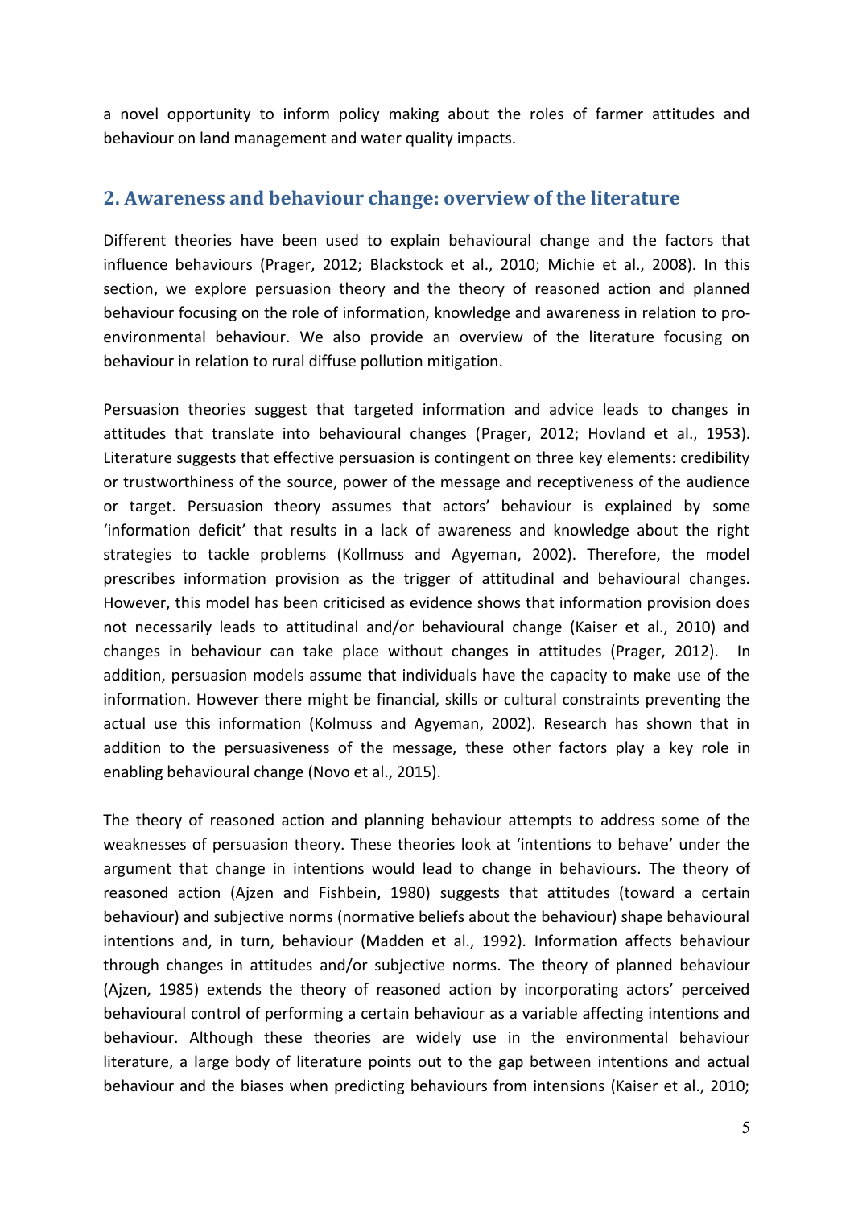a novel opportunity to inform policy making about the roles of farmer attitudes and behaviour on land management and water quality impacts.

## 2. Awareness and behaviour change: overview of the literature

Different theories have been used to explain behavioural change and the factors that influence behaviours (Prager, 2012; Blackstock et al., 2010; Michie et al., 2008). In this section, we explore persuasion theory and the theory of reasoned action and planned behaviour focusing on the role of information, knowledge and awareness in relation to pro-environmental behaviour. We also provide an overview of the literature focusing on behaviour in relation to rural diffuse pollution mitigation.

Persuasion theories suggest that targeted information and advice leads to changes in attitudes that translate into behavioural changes (Prager, 2012; Hovland et al., 1953). Literature suggests that effective persuasion is contingent on three key elements: credibility or trustworthiness of the source, power of the message and receptiveness of the audience or target. Persuasion theory assumes that actors' behaviour is explained by some 'information deficit' that results in a lack of awareness and knowledge about the right strategies to tackle problems (Kollmuss and Agyeman, 2002). Therefore, the model prescribes information provision as the trigger of attitudinal and behavioural changes. However, this model has been criticised as evidence shows that information provision does not necessarily leads to attitudinal and/or behavioural change (Kaiser et al., 2010) and changes in behaviour can take place without changes in attitudes (Prager, 2012). In addition, persuasion models assume that individuals have the capacity to make use of the information. However there might be financial, skills or cultural constraints preventing the actual use this information (Kolmuss and Agyeman, 2002). Research has shown that in addition to the persuasiveness of the message, these other factors play a key role in enabling behavioural change (Novo et al., 2015).

The theory of reasoned action and planning behaviour attempts to address some of the weaknesses of persuasion theory. These theories look at 'intentions to behave' under the argument that change in intentions would lead to change in behaviours. The theory of reasoned action (Ajzen and Fishbein, 1980) suggests that attitudes (toward a certain behaviour) and subjective norms (normative beliefs about the behaviour) shape behavioural intentions and, in turn, behaviour (Madden et al., 1992). Information affects behaviour through changes in attitudes and/or subjective norms. The theory of planned behaviour (Ajzen, 1985) extends the theory of reasoned action by incorporating actors' perceived behavioural control of performing a certain behaviour as a variable affecting intentions and behaviour. Although these theories are widely use in the environmental behaviour literature, a large body of literature points out to the gap between intentions and actual behaviour and the biases when predicting behaviours from intensions (Kaiser et al., 2010;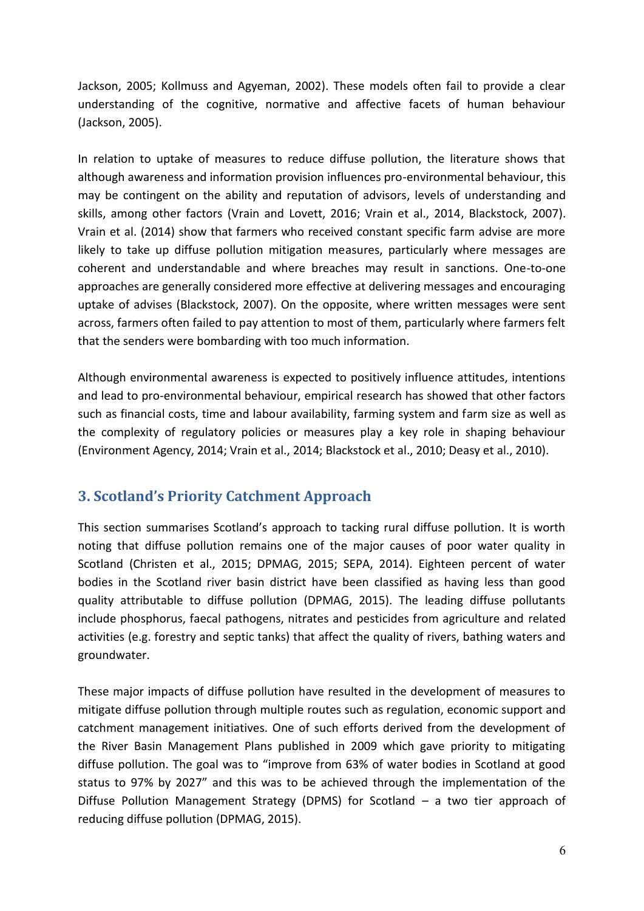Jackson, 2005; Kollmuss and Agyeman, 2002). These models often fail to provide a clear understanding of the cognitive, normative and affective facets of human behaviour (Jackson, 2005).

In relation to uptake of measures to reduce diffuse pollution, the literature shows that although awareness and information provision influences pro-environmental behaviour, this may be contingent on the ability and reputation of advisors, levels of understanding and skills, among other factors (Vrain and Lovett, 2016; Vrain et al., 2014, Blackstock, 2007). Vrain et al. (2014) show that farmers who received constant specific farm advise are more likely to take up diffuse pollution mitigation measures, particularly where messages are coherent and understandable and where breaches may result in sanctions. One-to-one approaches are generally considered more effective at delivering messages and encouraging uptake of advises (Blackstock, 2007). On the opposite, where written messages were sent across, farmers often failed to pay attention to most of them, particularly where farmers felt that the senders were bombarding with too much information.

Although environmental awareness is expected to positively influence attitudes, intentions and lead to pro-environmental behaviour, empirical research has showed that other factors such as financial costs, time and labour availability, farming system and farm size as well as the complexity of regulatory policies or measures play a key role in shaping behaviour (Environment Agency, 2014; Vrain et al., 2014; Blackstock et al., 2010; Deasy et al., 2010).

## 3. Scotland's Priority Catchment Approach

This section summarises Scotland's approach to tacking rural diffuse pollution. It is worth noting that diffuse pollution remains one of the major causes of poor water quality in Scotland (Christen et al., 2015; DPMAG, 2015; SEPA, 2014). Eighteen percent of water bodies in the Scotland river basin district have been classified as having less than good quality attributable to diffuse pollution (DPMAG, 2015). The leading diffuse pollutants include phosphorus, faecal pathogens, nitrates and pesticides from agriculture and related activities (e.g. forestry and septic tanks) that affect the quality of rivers, bathing waters and groundwater.

These major impacts of diffuse pollution have resulted in the development of measures to mitigate diffuse pollution through multiple routes such as regulation, economic support and catchment management initiatives. One of such efforts derived from the development of the River Basin Management Plans published in 2009 which gave priority to mitigating diffuse pollution. The goal was to "improve from 63% of water bodies in Scotland at good status to 97% by 2027" and this was to be achieved through the implementation of the Diffuse Pollution Management Strategy (DPMS) for Scotland – a two tier approach of reducing diffuse pollution (DPMAG, 2015).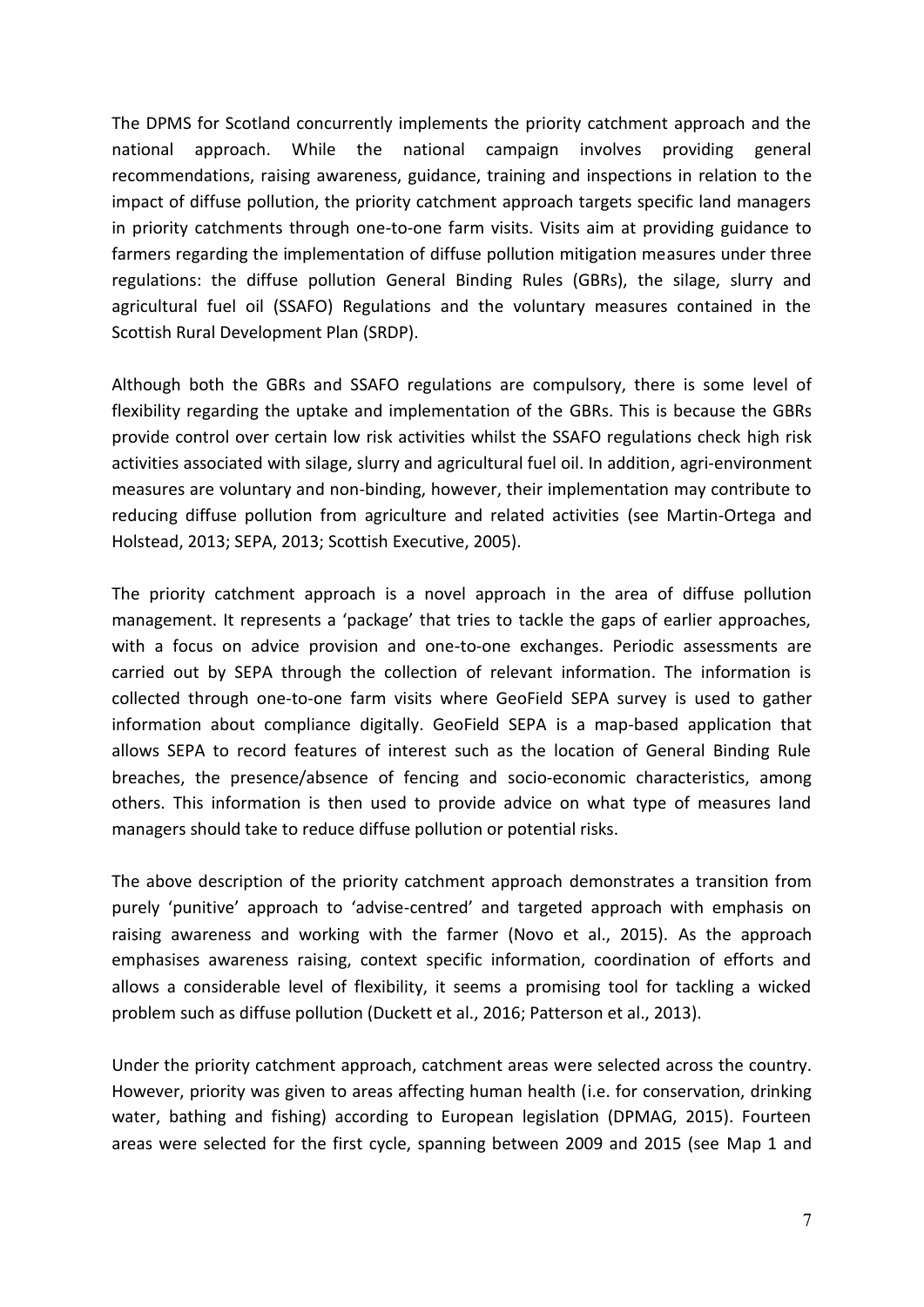The DPMS for Scotland concurrently implements the priority catchment approach and the national approach. While the national campaign involves providing general recommendations, raising awareness, guidance, training and inspections in relation to the impact of diffuse pollution, the priority catchment approach targets specific land managers in priority catchments through one-to-one farm visits. Visits aim at providing guidance to farmers regarding the implementation of diffuse pollution mitigation measures under three regulations: the diffuse pollution General Binding Rules (GBRs), the silage, slurry and agricultural fuel oil (SSAFO) Regulations and the voluntary measures contained in the Scottish Rural Development Plan (SRDP).

Although both the GBRs and SSAFO regulations are compulsory, there is some level of flexibility regarding the uptake and implementation of the GBRs. This is because the GBRs provide control over certain low risk activities whilst the SSAFO regulations check high risk activities associated with silage, slurry and agricultural fuel oil. In addition, agri-environment measures are voluntary and non-binding, however, their implementation may contribute to reducing diffuse pollution from agriculture and related activities (see Martin-Ortega and Holstead, 2013; SEPA, 2013; Scottish Executive, 2005).

The priority catchment approach is a novel approach in the area of diffuse pollution management. It represents a 'package' that tries to tackle the gaps of earlier approaches, with a focus on advice provision and one-to-one exchanges. Periodic assessments are carried out by SEPA through the collection of relevant information. The information is collected through one-to-one farm visits where GeoField SEPA survey is used to gather information about compliance digitally. GeoField SEPA is a map-based application that allows SEPA to record features of interest such as the location of General Binding Rule breaches, the presence/absence of fencing and socio-economic characteristics, among others. This information is then used to provide advice on what type of measures land managers should take to reduce diffuse pollution or potential risks.

The above description of the priority catchment approach demonstrates a transition from purely 'punitive' approach to 'advise-centred' and targeted approach with emphasis on raising awareness and working with the farmer (Novo et al., 2015). As the approach emphasises awareness raising, context specific information, coordination of efforts and allows a considerable level of flexibility, it seems a promising tool for tackling a wicked problem such as diffuse pollution (Duckett et al., 2016; Patterson et al., 2013).

Under the priority catchment approach, catchment areas were selected across the country. However, priority was given to areas affecting human health (i.e. for conservation, drinking water, bathing and fishing) according to European legislation (DPMAG, 2015). Fourteen areas were selected for the first cycle, spanning between 2009 and 2015 (see Map 1 and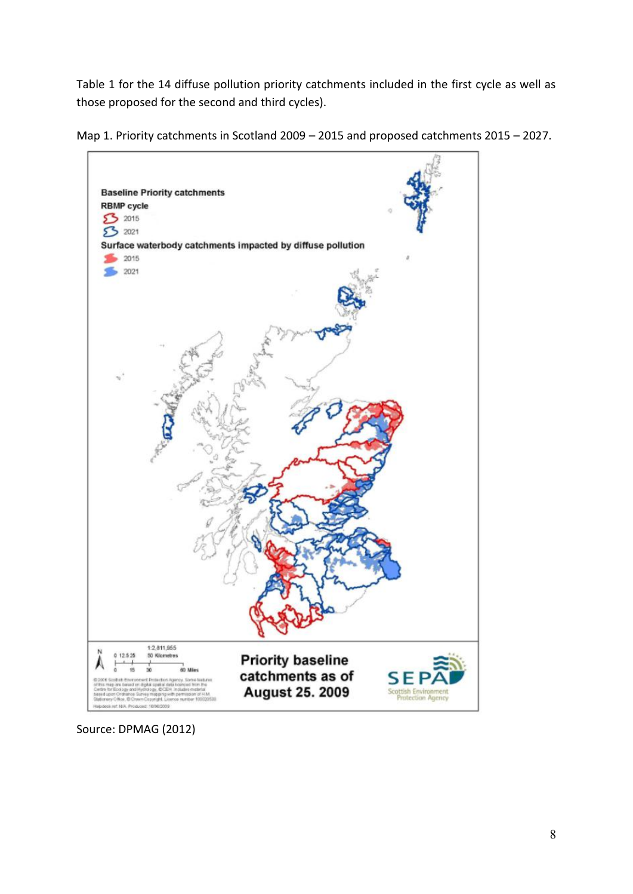Table 1 for the 14 diffuse pollution priority catchments included in the first cycle as well as those proposed for the second and third cycles).

Map 1. Priority catchments in Scotland 2009 – 2015 and proposed catchments 2015 – 2027.

Source: DPMAG (2012)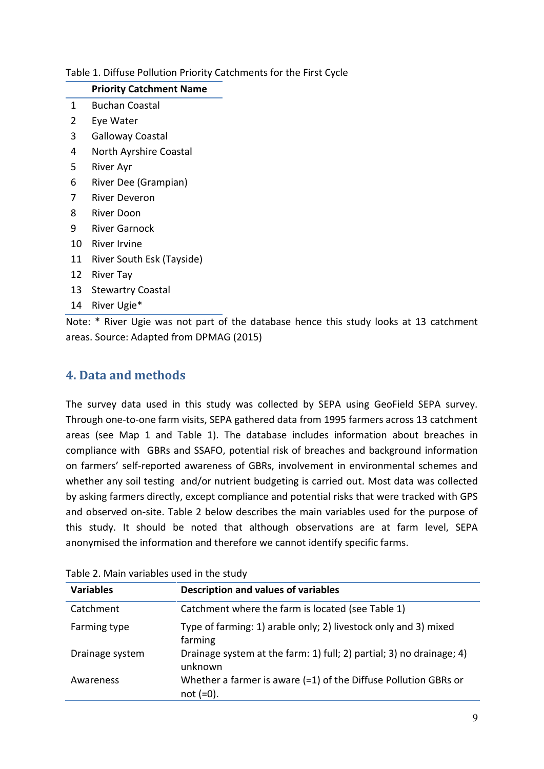Table 1. Diffuse Pollution Priority Catchments for the First Cycle

| | Priority Catchment Name |
|---|---|
| 1 | Buchan Coastal |
| 2 | Eye Water |
| 3 | Galloway Coastal |
| 4 | North Ayrshire Coastal |
| 5 | River Ayr |
| 6 | River Dee (Grampian) |
| 7 | River Deveron |
| 8 | River Doon |
| 9 | River Garnock |
| 10 | River Irvine |
| 11 | River South Esk (Tayside) |
| 12 | River Tay |
| 13 | Stewartry Coastal |
| 14 | River Ugie* |

Note: * River Ugie was not part of the database hence this study looks at 13 catchment areas. Source: Adapted from DPMAG (2015)

## 4. Data and methods

The survey data used in this study was collected by SEPA using GeoField SEPA survey. Through one-to-one farm visits, SEPA gathered data from 1995 farmers across 13 catchment areas (see Map 1 and Table 1). The database includes information about breaches in compliance with GBRs and SSAFO, potential risk of breaches and background information on farmers' self-reported awareness of GBRs, involvement in environmental schemes and whether any soil testing and/or nutrient budgeting is carried out. Most data was collected by asking farmers directly, except compliance and potential risks that were tracked with GPS and observed on-site. Table 2 below describes the main variables used for the purpose of this study. It should be noted that although observations are at farm level, SEPA anonymised the information and therefore we cannot identify specific farms.

Table 2. Main variables used in the study

| Variables | Description and values of variables |
|---|---|
| Catchment | Catchment where the farm is located (see Table 1) |
| Farming type | Type of farming: 1) arable only; 2) livestock only and 3) mixed farming |
| Drainage system | Drainage system at the farm: 1) full; 2) partial; 3) no drainage; 4) unknown |
| Awareness | Whether a farmer is aware (=1) of the Diffuse Pollution GBRs or not (=0). |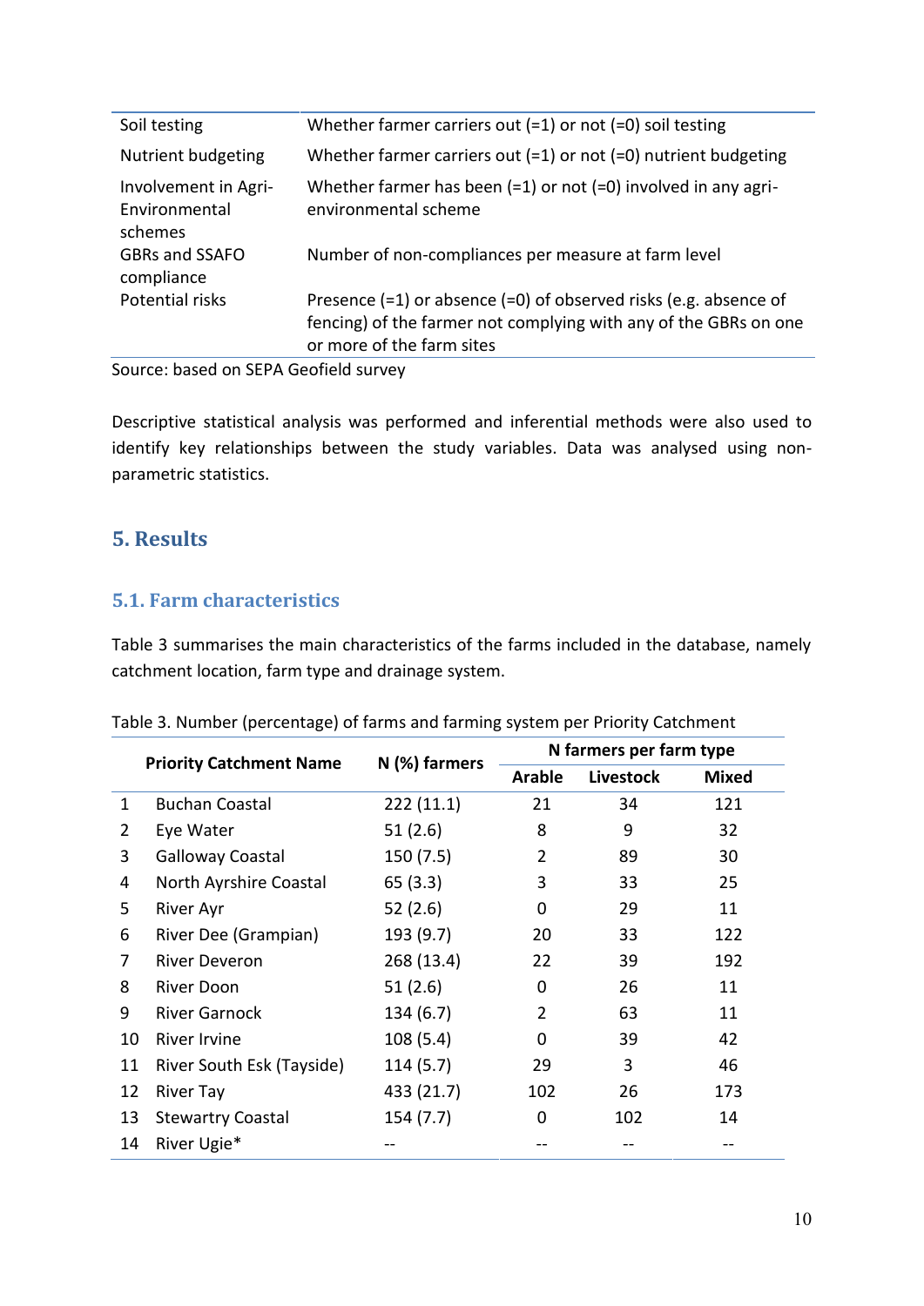| | |
|---|---|
| Soil testing | Whether farmer carriers out (=1) or not (=0) soil testing |
| Nutrient budgeting | Whether farmer carriers out (=1) or not (=0) nutrient budgeting |
| Involvement in Agri-Environmental schemes | Whether farmer has been (=1) or not (=0) involved in any agri-environmental scheme |
| GBRs and SSAFO compliance | Number of non-compliances per measure at farm level |
| Potential risks | Presence (=1) or absence (=0) of observed risks (e.g. absence of fencing) of the farmer not complying with any of the GBRs on one or more of the farm sites |

Source: based on SEPA Geofield survey

Descriptive statistical analysis was performed and inferential methods were also used to identify key relationships between the study variables. Data was analysed using non-parametric statistics.

## 5. Results

### 5.1. Farm characteristics

Table 3 summarises the main characteristics of the farms included in the database, namely catchment location, farm type and drainage system.

Table 3. Number (percentage) of farms and farming system per Priority Catchment

| | Priority Catchment Name | N (%) farmers | N farmers per farm type | | |
|---|---|---|---|---|---|
| | | | Arable | Livestock | Mixed |
| 1 | Buchan Coastal | 222 (11.1) | 21 | 34 | 121 |
| 2 | Eye Water | 51 (2.6) | 8 | 9 | 32 |
| 3 | Galloway Coastal | 150 (7.5) | 2 | 89 | 30 |
| 4 | North Ayrshire Coastal | 65 (3.3) | 3 | 33 | 25 |
| 5 | River Ayr | 52 (2.6) | 0 | 29 | 11 |
| 6 | River Dee (Grampian) | 193 (9.7) | 20 | 33 | 122 |
| 7 | River Deveron | 268 (13.4) | 22 | 39 | 192 |
| 8 | River Doon | 51 (2.6) | 0 | 26 | 11 |
| 9 | River Garnock | 134 (6.7) | 2 | 63 | 11 |
| 10 | River Irvine | 108 (5.4) | 0 | 39 | 42 |
| 11 | River South Esk (Tayside) | 114 (5.7) | 29 | 3 | 46 |
| 12 | River Tay | 433 (21.7) | 102 | 26 | 173 |
| 13 | Stewartry Coastal | 154 (7.7) | 0 | 102 | 14 |
| 14 | River Ugie* | -- | -- | -- | -- |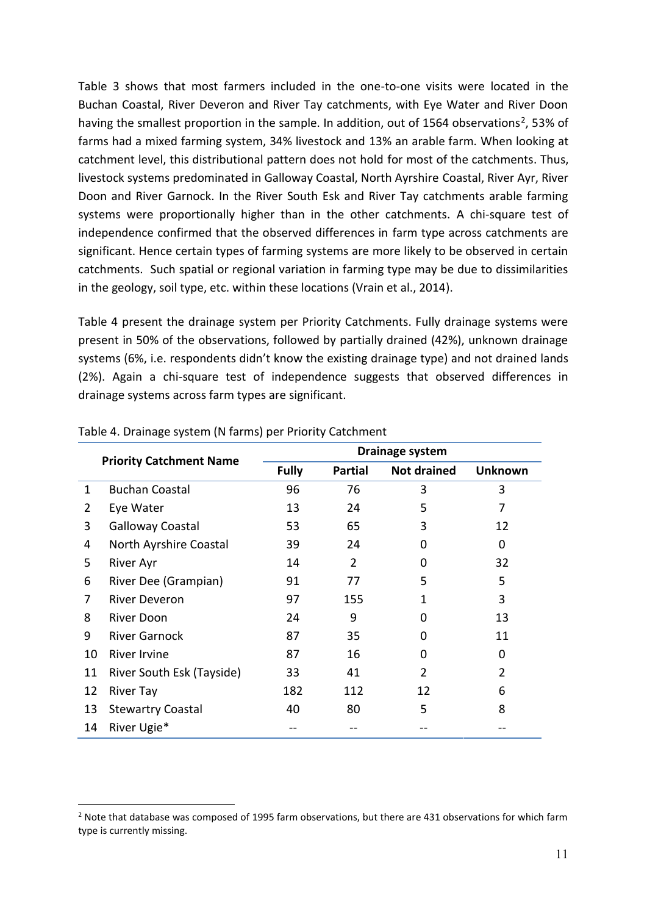Table 3 shows that most farmers included in the one-to-one visits were located in the Buchan Coastal, River Deveron and River Tay catchments, with Eye Water and River Doon having the smallest proportion in the sample. In addition, out of 1564 observations[2], 53% of farms had a mixed farming system, 34% livestock and 13% an arable farm. When looking at catchment level, this distributional pattern does not hold for most of the catchments. Thus, livestock systems predominated in Galloway Coastal, North Ayrshire Coastal, River Ayr, River Doon and River Garnock. In the River South Esk and River Tay catchments arable farming systems were proportionally higher than in the other catchments. A chi-square test of independence confirmed that the observed differences in farm type across catchments are significant. Hence certain types of farming systems are more likely to be observed in certain catchments. Such spatial or regional variation in farming type may be due to dissimilarities in the geology, soil type, etc. within these locations (Vrain et al., 2014).

Table 4 present the drainage system per Priority Catchments. Fully drainage systems were present in 50% of the observations, followed by partially drained (42%), unknown drainage systems (6%, i.e. respondents didn't know the existing drainage type) and not drained lands (2%). Again a chi-square test of independence suggests that observed differences in drainage systems across farm types are significant.

Table 4. Drainage system (N farms) per Priority Catchment

| | Priority Catchment Name | Drainage system | | | |
|---|---|---|---|---|---|
| | | **Fully** | **Partial** | **Not drained** | **Unknown** |
| 1 | Buchan Coastal | 96 | 76 | 3 | 3 |
| 2 | Eye Water | 13 | 24 | 5 | 7 |
| 3 | Galloway Coastal | 53 | 65 | 3 | 12 |
| 4 | North Ayrshire Coastal | 39 | 24 | 0 | 0 |
| 5 | River Ayr | 14 | 2 | 0 | 32 |
| 6 | River Dee (Grampian) | 91 | 77 | 5 | 5 |
| 7 | River Deveron | 97 | 155 | 1 | 3 |
| 8 | River Doon | 24 | 9 | 0 | 13 |
| 9 | River Garnock | 87 | 35 | 0 | 11 |
| 10 | River Irvine | 87 | 16 | 0 | 0 |
| 11 | River South Esk (Tayside) | 33 | 41 | 2 | 2 |
| 12 | River Tay | 182 | 112 | 12 | 6 |
| 13 | Stewartry Coastal | 40 | 80 | 5 | 8 |
| 14 | River Ugie* | -- | -- | -- | -- |

[2] Note that database was composed of 1995 farm observations, but there are 431 observations for which farm type is currently missing.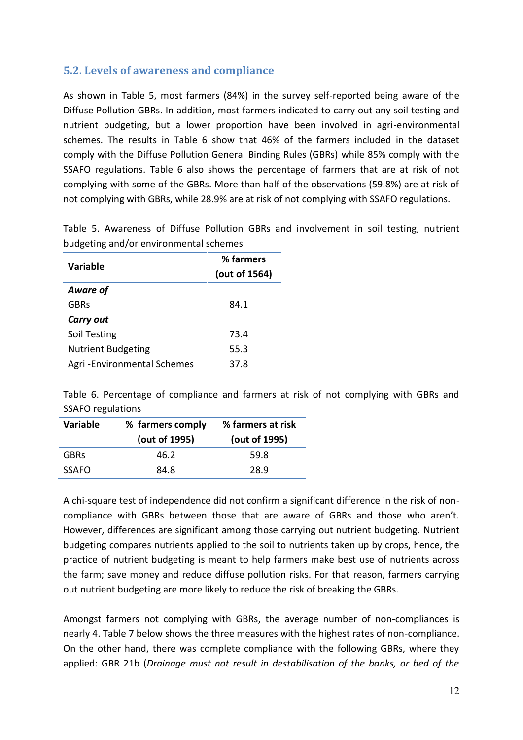## 5.2. Levels of awareness and compliance

As shown in Table 5, most farmers (84%) in the survey self-reported being aware of the Diffuse Pollution GBRs. In addition, most farmers indicated to carry out any soil testing and nutrient budgeting, but a lower proportion have been involved in agri-environmental schemes. The results in Table 6 show that 46% of the farmers included in the dataset comply with the Diffuse Pollution General Binding Rules (GBRs) while 85% comply with the SSAFO regulations. Table 6 also shows the percentage of farmers that are at risk of not complying with some of the GBRs. More than half of the observations (59.8%) are at risk of not complying with GBRs, while 28.9% are at risk of not complying with SSAFO regulations.

Table 5. Awareness of Diffuse Pollution GBRs and involvement in soil testing, nutrient budgeting and/or environmental schemes

| Variable | % farmers (out of 1564) |
|---|---|
| ***Aware of*** | |
| GBRs | 84.1 |
| ***Carry out*** | |
| Soil Testing | 73.4 |
| Nutrient Budgeting | 55.3 |
| Agri -Environmental Schemes | 37.8 |

Table 6. Percentage of compliance and farmers at risk of not complying with GBRs and SSAFO regulations

| Variable | % farmers comply (out of 1995) | % farmers at risk (out of 1995) |
|---|---|---|
| GBRs | 46.2 | 59.8 |
| SSAFO | 84.8 | 28.9 |

A chi-square test of independence did not confirm a significant difference in the risk of non-compliance with GBRs between those that are aware of GBRs and those who aren't. However, differences are significant among those carrying out nutrient budgeting. Nutrient budgeting compares nutrients applied to the soil to nutrients taken up by crops, hence, the practice of nutrient budgeting is meant to help farmers make best use of nutrients across the farm; save money and reduce diffuse pollution risks. For that reason, farmers carrying out nutrient budgeting are more likely to reduce the risk of breaking the GBRs.

Amongst farmers not complying with GBRs, the average number of non-compliances is nearly 4. Table 7 below shows the three measures with the highest rates of non-compliance. On the other hand, there was complete compliance with the following GBRs, where they applied: GBR 21b (*Drainage must not result in destabilisation of the banks, or bed of the*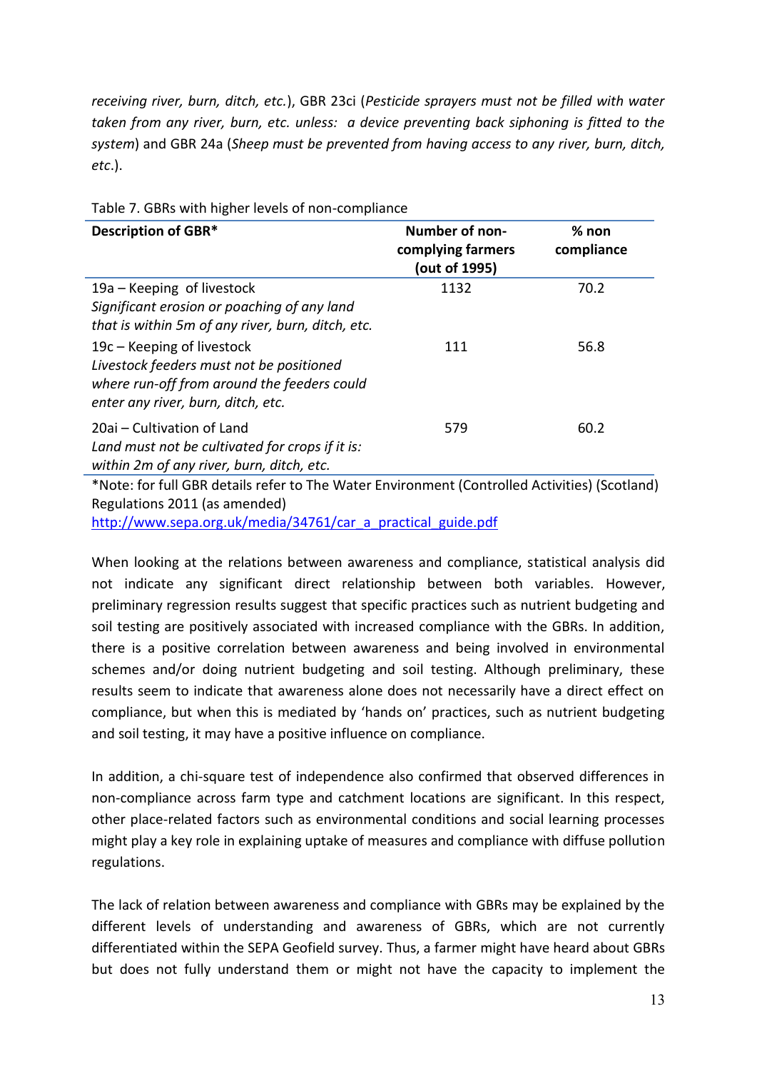*receiving river, burn, ditch, etc.*), GBR 23ci (*Pesticide sprayers must not be filled with water taken from any river, burn, etc. unless: a device preventing back siphoning is fitted to the system*) and GBR 24a (*Sheep must be prevented from having access to any river, burn, ditch, etc.*).

Table 7. GBRs with higher levels of non-compliance

| Description of GBR* | Number of non-complying farmers (out of 1995) | % non compliance |
|---|---|---|
| 19a – Keeping of livestock<br>*Significant erosion or poaching of any land that is within 5m of any river, burn, ditch, etc.* | 1132 | 70.2 |
| 19c – Keeping of livestock<br>*Livestock feeders must not be positioned where run-off from around the feeders could enter any river, burn, ditch, etc.* | 111 | 56.8 |
| 20ai – Cultivation of Land<br>*Land must not be cultivated for crops if it is: within 2m of any river, burn, ditch, etc.* | 579 | 60.2 |

*Note: for full GBR details refer to The Water Environment (Controlled Activities) (Scotland) Regulations 2011 (as amended)
http://www.sepa.org.uk/media/34761/car_a_practical_guide.pdf

When looking at the relations between awareness and compliance, statistical analysis did not indicate any significant direct relationship between both variables. However, preliminary regression results suggest that specific practices such as nutrient budgeting and soil testing are positively associated with increased compliance with the GBRs. In addition, there is a positive correlation between awareness and being involved in environmental schemes and/or doing nutrient budgeting and soil testing. Although preliminary, these results seem to indicate that awareness alone does not necessarily have a direct effect on compliance, but when this is mediated by 'hands on' practices, such as nutrient budgeting and soil testing, it may have a positive influence on compliance.

In addition, a chi-square test of independence also confirmed that observed differences in non-compliance across farm type and catchment locations are significant. In this respect, other place-related factors such as environmental conditions and social learning processes might play a key role in explaining uptake of measures and compliance with diffuse pollution regulations.

The lack of relation between awareness and compliance with GBRs may be explained by the different levels of understanding and awareness of GBRs, which are not currently differentiated within the SEPA Geofield survey. Thus, a farmer might have heard about GBRs but does not fully understand them or might not have the capacity to implement the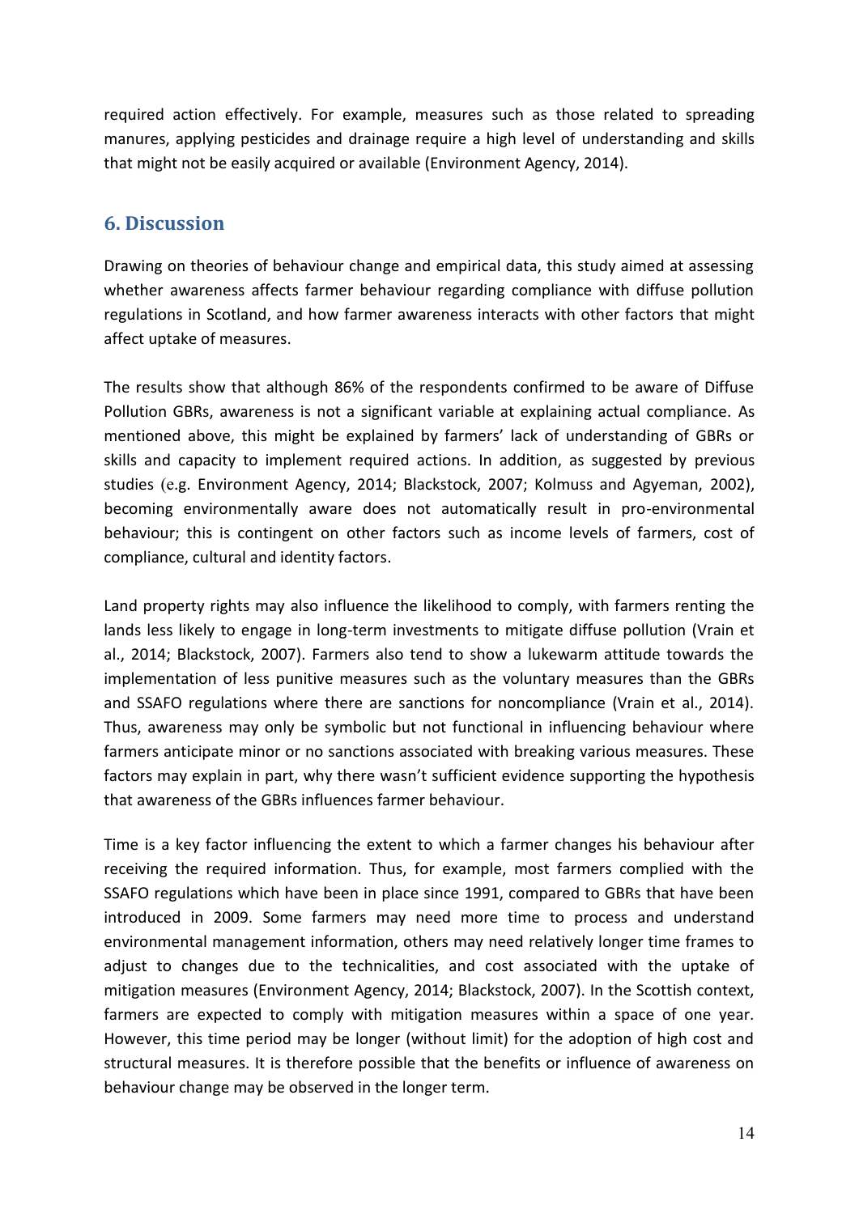required action effectively. For example, measures such as those related to spreading manures, applying pesticides and drainage require a high level of understanding and skills that might not be easily acquired or available (Environment Agency, 2014).

## 6. Discussion

Drawing on theories of behaviour change and empirical data, this study aimed at assessing whether awareness affects farmer behaviour regarding compliance with diffuse pollution regulations in Scotland, and how farmer awareness interacts with other factors that might affect uptake of measures.

The results show that although 86% of the respondents confirmed to be aware of Diffuse Pollution GBRs, awareness is not a significant variable at explaining actual compliance. As mentioned above, this might be explained by farmers' lack of understanding of GBRs or skills and capacity to implement required actions. In addition, as suggested by previous studies (e.g. Environment Agency, 2014; Blackstock, 2007; Kolmuss and Agyeman, 2002), becoming environmentally aware does not automatically result in pro-environmental behaviour; this is contingent on other factors such as income levels of farmers, cost of compliance, cultural and identity factors.

Land property rights may also influence the likelihood to comply, with farmers renting the lands less likely to engage in long-term investments to mitigate diffuse pollution (Vrain et al., 2014; Blackstock, 2007). Farmers also tend to show a lukewarm attitude towards the implementation of less punitive measures such as the voluntary measures than the GBRs and SSAFO regulations where there are sanctions for noncompliance (Vrain et al., 2014). Thus, awareness may only be symbolic but not functional in influencing behaviour where farmers anticipate minor or no sanctions associated with breaking various measures. These factors may explain in part, why there wasn't sufficient evidence supporting the hypothesis that awareness of the GBRs influences farmer behaviour.

Time is a key factor influencing the extent to which a farmer changes his behaviour after receiving the required information. Thus, for example, most farmers complied with the SSAFO regulations which have been in place since 1991, compared to GBRs that have been introduced in 2009. Some farmers may need more time to process and understand environmental management information, others may need relatively longer time frames to adjust to changes due to the technicalities, and cost associated with the uptake of mitigation measures (Environment Agency, 2014; Blackstock, 2007). In the Scottish context, farmers are expected to comply with mitigation measures within a space of one year. However, this time period may be longer (without limit) for the adoption of high cost and structural measures. It is therefore possible that the benefits or influence of awareness on behaviour change may be observed in the longer term.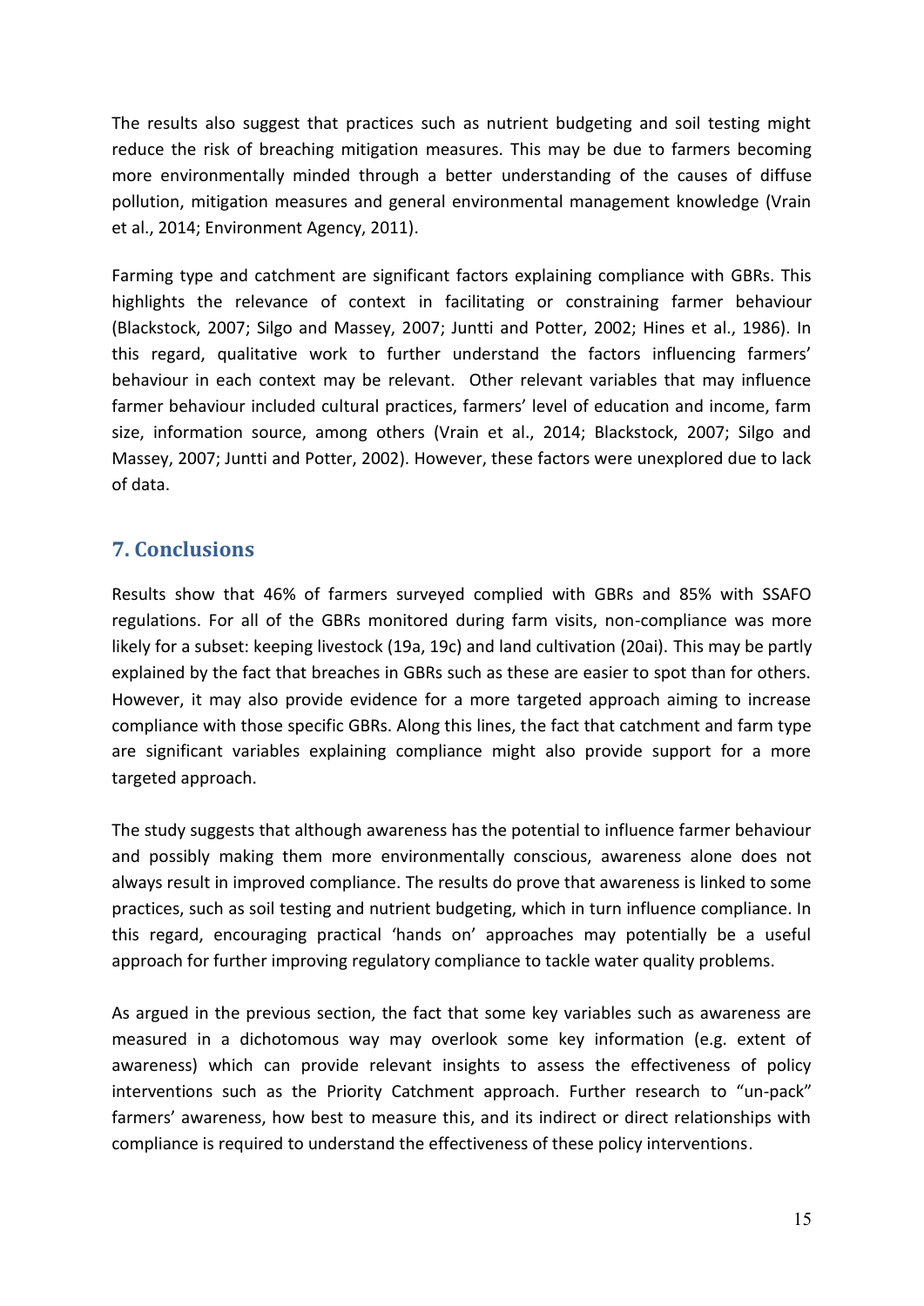The results also suggest that practices such as nutrient budgeting and soil testing might reduce the risk of breaching mitigation measures. This may be due to farmers becoming more environmentally minded through a better understanding of the causes of diffuse pollution, mitigation measures and general environmental management knowledge (Vrain et al., 2014; Environment Agency, 2011).

Farming type and catchment are significant factors explaining compliance with GBRs. This highlights the relevance of context in facilitating or constraining farmer behaviour (Blackstock, 2007; Silgo and Massey, 2007; Juntti and Potter, 2002; Hines et al., 1986). In this regard, qualitative work to further understand the factors influencing farmers' behaviour in each context may be relevant. Other relevant variables that may influence farmer behaviour included cultural practices, farmers' level of education and income, farm size, information source, among others (Vrain et al., 2014; Blackstock, 2007; Silgo and Massey, 2007; Juntti and Potter, 2002). However, these factors were unexplored due to lack of data.

## 7. Conclusions

Results show that 46% of farmers surveyed complied with GBRs and 85% with SSAFO regulations. For all of the GBRs monitored during farm visits, non-compliance was more likely for a subset: keeping livestock (19a, 19c) and land cultivation (20ai). This may be partly explained by the fact that breaches in GBRs such as these are easier to spot than for others. However, it may also provide evidence for a more targeted approach aiming to increase compliance with those specific GBRs. Along this lines, the fact that catchment and farm type are significant variables explaining compliance might also provide support for a more targeted approach.

The study suggests that although awareness has the potential to influence farmer behaviour and possibly making them more environmentally conscious, awareness alone does not always result in improved compliance. The results do prove that awareness is linked to some practices, such as soil testing and nutrient budgeting, which in turn influence compliance. In this regard, encouraging practical 'hands on' approaches may potentially be a useful approach for further improving regulatory compliance to tackle water quality problems.

As argued in the previous section, the fact that some key variables such as awareness are measured in a dichotomous way may overlook some key information (e.g. extent of awareness) which can provide relevant insights to assess the effectiveness of policy interventions such as the Priority Catchment approach. Further research to "un-pack" farmers' awareness, how best to measure this, and its indirect or direct relationships with compliance is required to understand the effectiveness of these policy interventions.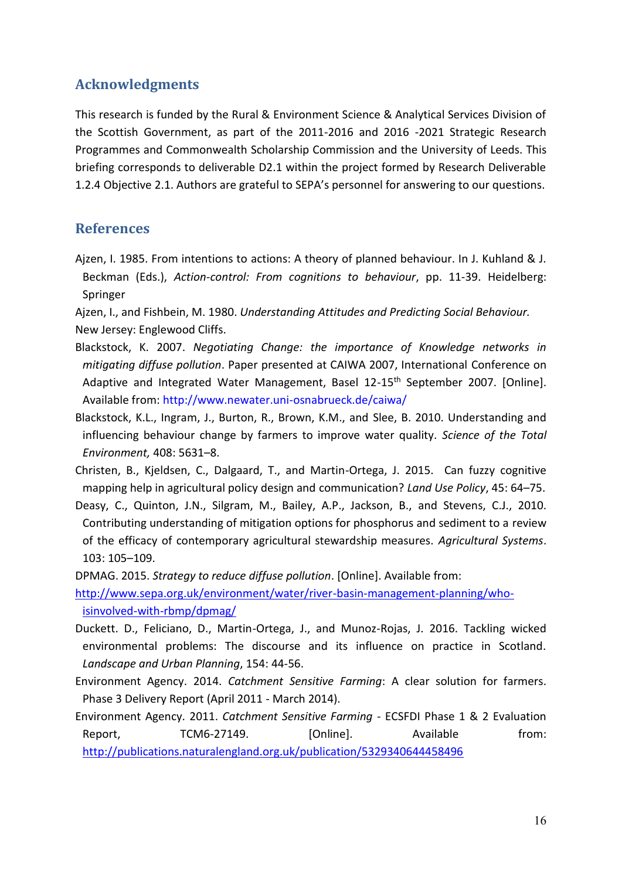## Acknowledgments

This research is funded by the Rural & Environment Science & Analytical Services Division of the Scottish Government, as part of the 2011-2016 and 2016 -2021 Strategic Research Programmes and Commonwealth Scholarship Commission and the University of Leeds. This briefing corresponds to deliverable D2.1 within the project formed by Research Deliverable 1.2.4 Objective 2.1. Authors are grateful to SEPA's personnel for answering to our questions.

## References

Ajzen, I. 1985. From intentions to actions: A theory of planned behaviour. In J. Kuhland & J. Beckman (Eds.), *Action-control: From cognitions to behaviour*, pp. 11-39. Heidelberg: Springer

Ajzen, I., and Fishbein, M. 1980. *Understanding Attitudes and Predicting Social Behaviour.* New Jersey: Englewood Cliffs.

Blackstock, K. 2007. *Negotiating Change: the importance of Knowledge networks in mitigating diffuse pollution*. Paper presented at CAIWA 2007, International Conference on Adaptive and Integrated Water Management, Basel 12-15th September 2007. [Online]. Available from: http://www.newater.uni-osnabrueck.de/caiwa/

Blackstock, K.L., Ingram, J., Burton, R., Brown, K.M., and Slee, B. 2010. Understanding and influencing behaviour change by farmers to improve water quality. *Science of the Total Environment,* 408: 5631–8.

Christen, B., Kjeldsen, C., Dalgaard, T., and Martin-Ortega, J. 2015. Can fuzzy cognitive mapping help in agricultural policy design and communication? *Land Use Policy*, 45: 64–75.

Deasy, C., Quinton, J.N., Silgram, M., Bailey, A.P., Jackson, B., and Stevens, C.J., 2010. Contributing understanding of mitigation options for phosphorus and sediment to a review of the efficacy of contemporary agricultural stewardship measures. *Agricultural Systems*. 103: 105–109.

DPMAG. 2015. *Strategy to reduce diffuse pollution*. [Online]. Available from: http://www.sepa.org.uk/environment/water/river-basin-management-planning/who-isinvolved-with-rbmp/dpmag/

Duckett. D., Feliciano, D., Martin-Ortega, J., and Munoz-Rojas, J. 2016. Tackling wicked environmental problems: The discourse and its influence on practice in Scotland. *Landscape and Urban Planning*, 154: 44-56.

Environment Agency. 2014. *Catchment Sensitive Farming*: A clear solution for farmers. Phase 3 Delivery Report (April 2011 - March 2014).

Environment Agency. 2011. *Catchment Sensitive Farming* - ECSFDI Phase 1 & 2 Evaluation Report, TCM6-27149. [Online]. Available from: http://publications.naturalengland.org.uk/publication/5329340644458496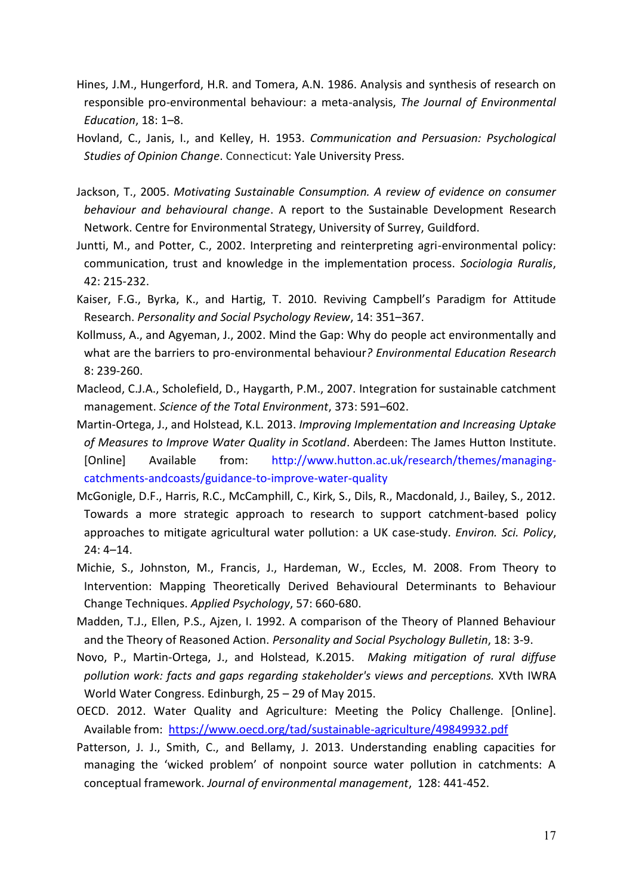Hines, J.M., Hungerford, H.R. and Tomera, A.N. 1986. Analysis and synthesis of research on responsible pro-environmental behaviour: a meta-analysis, *The Journal of Environmental Education*, 18: 1–8.

Hovland, C., Janis, I., and Kelley, H. 1953. *Communication and Persuasion: Psychological Studies of Opinion Change*. Connecticut: Yale University Press.

Jackson, T., 2005. *Motivating Sustainable Consumption. A review of evidence on consumer behaviour and behavioural change*. A report to the Sustainable Development Research Network. Centre for Environmental Strategy, University of Surrey, Guildford.

Juntti, M., and Potter, C., 2002. Interpreting and reinterpreting agri-environmental policy: communication, trust and knowledge in the implementation process. *Sociologia Ruralis*, 42: 215-232.

Kaiser, F.G., Byrka, K., and Hartig, T. 2010. Reviving Campbell's Paradigm for Attitude Research. *Personality and Social Psychology Review*, 14: 351–367.

Kollmuss, A., and Agyeman, J., 2002. Mind the Gap: Why do people act environmentally and what are the barriers to pro-environmental behaviour*? Environmental Education Research* 8: 239-260.

Macleod, C.J.A., Scholefield, D., Haygarth, P.M., 2007. Integration for sustainable catchment management. *Science of the Total Environment*, 373: 591–602.

Martin-Ortega, J., and Holstead, K.L. 2013. *Improving Implementation and Increasing Uptake of Measures to Improve Water Quality in Scotland*. Aberdeen: The James Hutton Institute. [Online] Available from: http://www.hutton.ac.uk/research/themes/managing-catchments-andcoasts/guidance-to-improve-water-quality

McGonigle, D.F., Harris, R.C., McCamphill, C., Kirk, S., Dils, R., Macdonald, J., Bailey, S., 2012. Towards a more strategic approach to research to support catchment-based policy approaches to mitigate agricultural water pollution: a UK case-study. *Environ. Sci. Policy*, 24: 4–14.

Michie, S., Johnston, M., Francis, J., Hardeman, W., Eccles, M. 2008. From Theory to Intervention: Mapping Theoretically Derived Behavioural Determinants to Behaviour Change Techniques. *Applied Psychology*, 57: 660-680.

Madden, T.J., Ellen, P.S., Ajzen, I. 1992. A comparison of the Theory of Planned Behaviour and the Theory of Reasoned Action. *Personality and Social Psychology Bulletin*, 18: 3-9.

Novo, P., Martin-Ortega, J., and Holstead, K.2015. *Making mitigation of rural diffuse pollution work: facts and gaps regarding stakeholder's views and perceptions.* XVth IWRA World Water Congress. Edinburgh, 25 – 29 of May 2015.

OECD. 2012. Water Quality and Agriculture: Meeting the Policy Challenge. [Online]. Available from: https://www.oecd.org/tad/sustainable-agriculture/49849932.pdf

Patterson, J. J., Smith, C., and Bellamy, J. 2013. Understanding enabling capacities for managing the 'wicked problem' of nonpoint source water pollution in catchments: A conceptual framework. *Journal of environmental management*, 128: 441-452.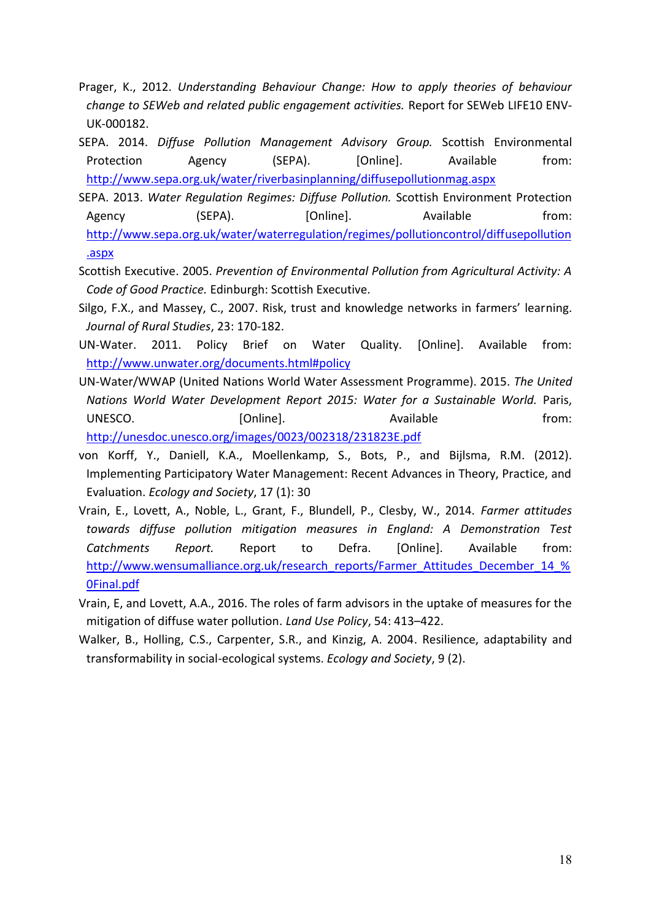Prager, K., 2012. *Understanding Behaviour Change: How to apply theories of behaviour change to SEWeb and related public engagement activities.* Report for SEWeb LIFE10 ENV-UK-000182.

SEPA. 2014. *Diffuse Pollution Management Advisory Group.* Scottish Environmental Protection Agency (SEPA). [Online]. Available from: http://www.sepa.org.uk/water/riverbasinplanning/diffusepollutionmag.aspx

SEPA. 2013. *Water Regulation Regimes: Diffuse Pollution.* Scottish Environment Protection Agency (SEPA). [Online]. Available from: http://www.sepa.org.uk/water/waterregulation/regimes/pollutioncontrol/diffusepollution.aspx

Scottish Executive. 2005. *Prevention of Environmental Pollution from Agricultural Activity: A Code of Good Practice.* Edinburgh: Scottish Executive.

Silgo, F.X., and Massey, C., 2007. Risk, trust and knowledge networks in farmers' learning. *Journal of Rural Studies*, 23: 170-182.

UN-Water. 2011. Policy Brief on Water Quality. [Online]. Available from: http://www.unwater.org/documents.html#policy

UN-Water/WWAP (United Nations World Water Assessment Programme). 2015. *The United Nations World Water Development Report 2015: Water for a Sustainable World.* Paris, UNESCO. [Online]. Available from: http://unesdoc.unesco.org/images/0023/002318/231823E.pdf

von Korff, Y., Daniell, K.A., Moellenkamp, S., Bots, P., and Bijlsma, R.M. (2012). Implementing Participatory Water Management: Recent Advances in Theory, Practice, and Evaluation. *Ecology and Society*, 17 (1): 30

Vrain, E., Lovett, A., Noble, L., Grant, F., Blundell, P., Clesby, W., 2014. *Farmer attitudes towards diffuse pollution mitigation measures in England: A Demonstration Test Catchments Report.* Report to Defra. [Online]. Available from: http://www.wensumalliance.org.uk/research_reports/Farmer_Attitudes_December_14_%0Final.pdf

Vrain, E, and Lovett, A.A., 2016. The roles of farm advisors in the uptake of measures for the mitigation of diffuse water pollution. *Land Use Policy*, 54: 413–422.

Walker, B., Holling, C.S., Carpenter, S.R., and Kinzig, A. 2004. Resilience, adaptability and transformability in social-ecological systems. *Ecology and Society*, 9 (2).